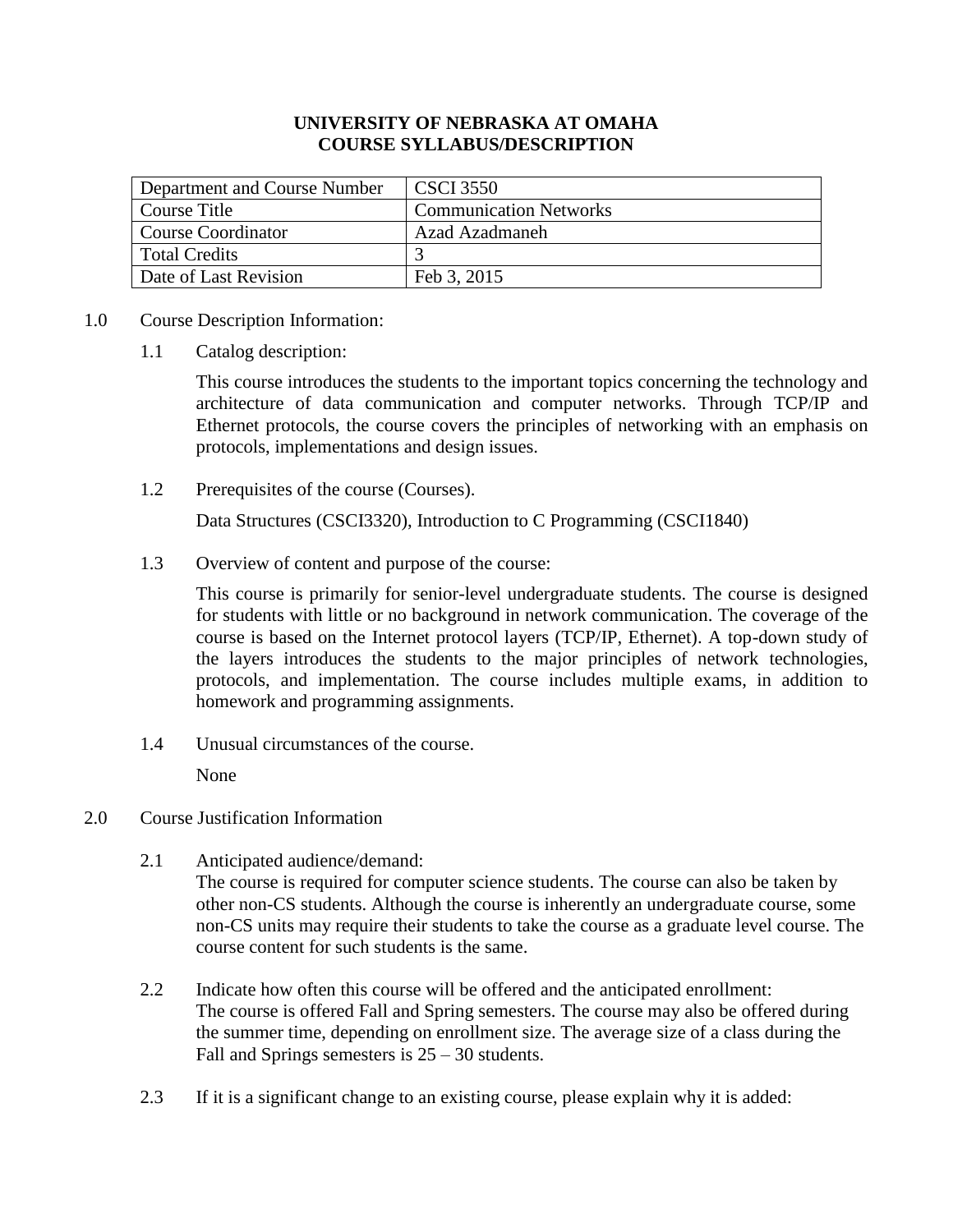# UNIVERSITY OF NEBRASKA AT OMAHA
# COURSE SYLLABUS/DESCRIPTION

| Department and Course Number | CSCI 3550 |
|---|---|
| Course Title | Communication Networks |
| Course Coordinator | Azad Azadmaneh |
| Total Credits | 3 |
| Date of Last Revision | Feb 3, 2015 |

1.0 Course Description Information:

1.1 Catalog description:

This course introduces the students to the important topics concerning the technology and architecture of data communication and computer networks. Through TCP/IP and Ethernet protocols, the course covers the principles of networking with an emphasis on protocols, implementations and design issues.

1.2 Prerequisites of the course (Courses).

Data Structures (CSCI3320), Introduction to C Programming (CSCI1840)

1.3 Overview of content and purpose of the course:

This course is primarily for senior-level undergraduate students. The course is designed for students with little or no background in network communication. The coverage of the course is based on the Internet protocol layers (TCP/IP, Ethernet). A top-down study of the layers introduces the students to the major principles of network technologies, protocols, and implementation. The course includes multiple exams, in addition to homework and programming assignments.

1.4 Unusual circumstances of the course.

None

2.0 Course Justification Information

2.1 Anticipated audience/demand:
The course is required for computer science students. The course can also be taken by other non-CS students. Although the course is inherently an undergraduate course, some non-CS units may require their students to take the course as a graduate level course. The course content for such students is the same.

2.2 Indicate how often this course will be offered and the anticipated enrollment:
The course is offered Fall and Spring semesters. The course may also be offered during the summer time, depending on enrollment size. The average size of a class during the Fall and Springs semesters is 25 – 30 students.

2.3 If it is a significant change to an existing course, please explain why it is added: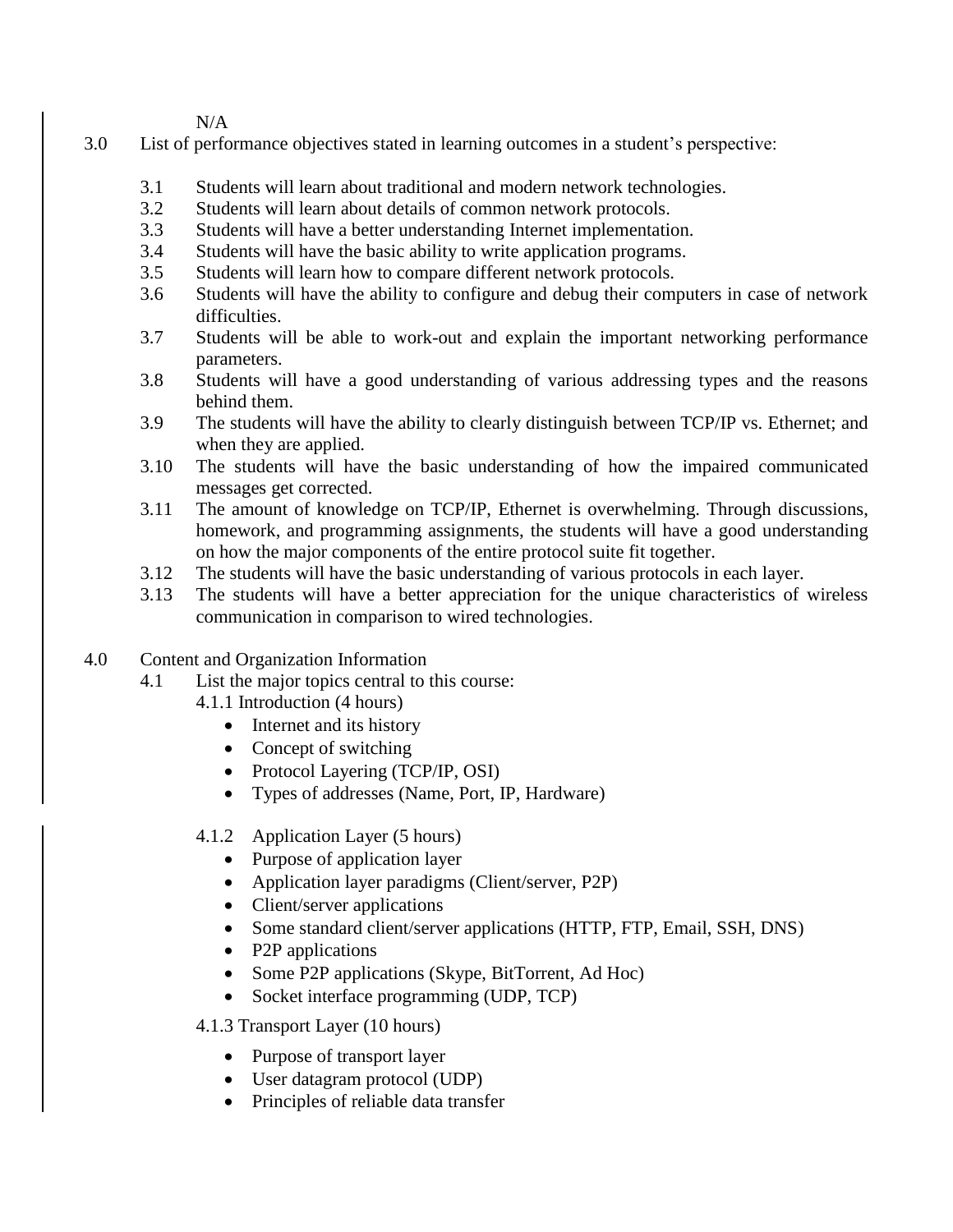N/A

3.0 List of performance objectives stated in learning outcomes in a student's perspective:

- 3.1 Students will learn about traditional and modern network technologies.
- 3.2 Students will learn about details of common network protocols.
- 3.3 Students will have a better understanding Internet implementation.
- 3.4 Students will have the basic ability to write application programs.
- 3.5 Students will learn how to compare different network protocols.
- 3.6 Students will have the ability to configure and debug their computers in case of network difficulties.
- 3.7 Students will be able to work-out and explain the important networking performance parameters.
- 3.8 Students will have a good understanding of various addressing types and the reasons behind them.
- 3.9 The students will have the ability to clearly distinguish between TCP/IP vs. Ethernet; and when they are applied.
- 3.10 The students will have the basic understanding of how the impaired communicated messages get corrected.
- 3.11 The amount of knowledge on TCP/IP, Ethernet is overwhelming. Through discussions, homework, and programming assignments, the students will have a good understanding on how the major components of the entire protocol suite fit together.
- 3.12 The students will have the basic understanding of various protocols in each layer.
- 3.13 The students will have a better appreciation for the unique characteristics of wireless communication in comparison to wired technologies.

4.0 Content and Organization Information

4.1 List the major topics central to this course:

4.1.1 Introduction (4 hours)

- Internet and its history
- Concept of switching
- Protocol Layering (TCP/IP, OSI)
- Types of addresses (Name, Port, IP, Hardware)

4.1.2 Application Layer (5 hours)

- Purpose of application layer
- Application layer paradigms (Client/server, P2P)
- Client/server applications
- Some standard client/server applications (HTTP, FTP, Email, SSH, DNS)
- P2P applications
- Some P2P applications (Skype, BitTorrent, Ad Hoc)
- Socket interface programming (UDP, TCP)

4.1.3 Transport Layer (10 hours)

- Purpose of transport layer
- User datagram protocol (UDP)
- Principles of reliable data transfer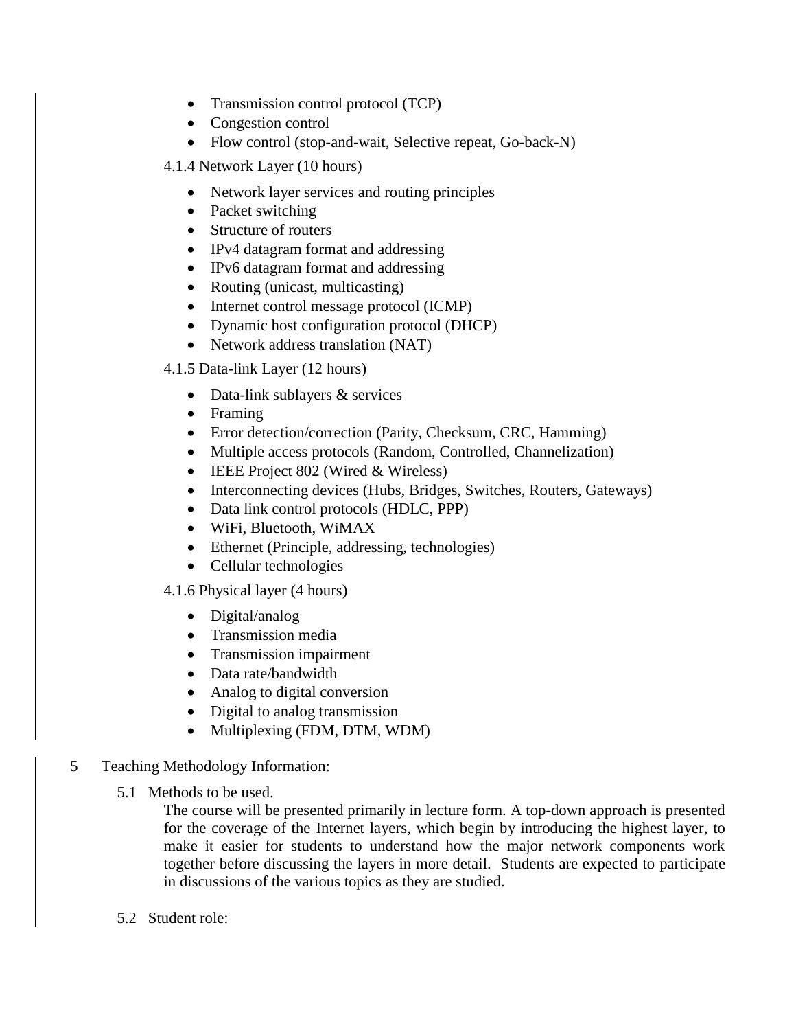- Transmission control protocol (TCP)
- Congestion control
- Flow control (stop-and-wait, Selective repeat, Go-back-N)

4.1.4 Network Layer (10 hours)

- Network layer services and routing principles
- Packet switching
- Structure of routers
- IPv4 datagram format and addressing
- IPv6 datagram format and addressing
- Routing (unicast, multicasting)
- Internet control message protocol (ICMP)
- Dynamic host configuration protocol (DHCP)
- Network address translation (NAT)

4.1.5 Data-link Layer (12 hours)

- Data-link sublayers & services
- Framing
- Error detection/correction (Parity, Checksum, CRC, Hamming)
- Multiple access protocols (Random, Controlled, Channelization)
- IEEE Project 802 (Wired & Wireless)
- Interconnecting devices (Hubs, Bridges, Switches, Routers, Gateways)
- Data link control protocols (HDLC, PPP)
- WiFi, Bluetooth, WiMAX
- Ethernet (Principle, addressing, technologies)
- Cellular technologies

4.1.6 Physical layer (4 hours)

- Digital/analog
- Transmission media
- Transmission impairment
- Data rate/bandwidth
- Analog to digital conversion
- Digital to analog transmission
- Multiplexing (FDM, DTM, WDM)

5 Teaching Methodology Information:

5.1 Methods to be used.

The course will be presented primarily in lecture form. A top-down approach is presented for the coverage of the Internet layers, which begin by introducing the highest layer, to make it easier for students to understand how the major network components work together before discussing the layers in more detail. Students are expected to participate in discussions of the various topics as they are studied.

5.2 Student role: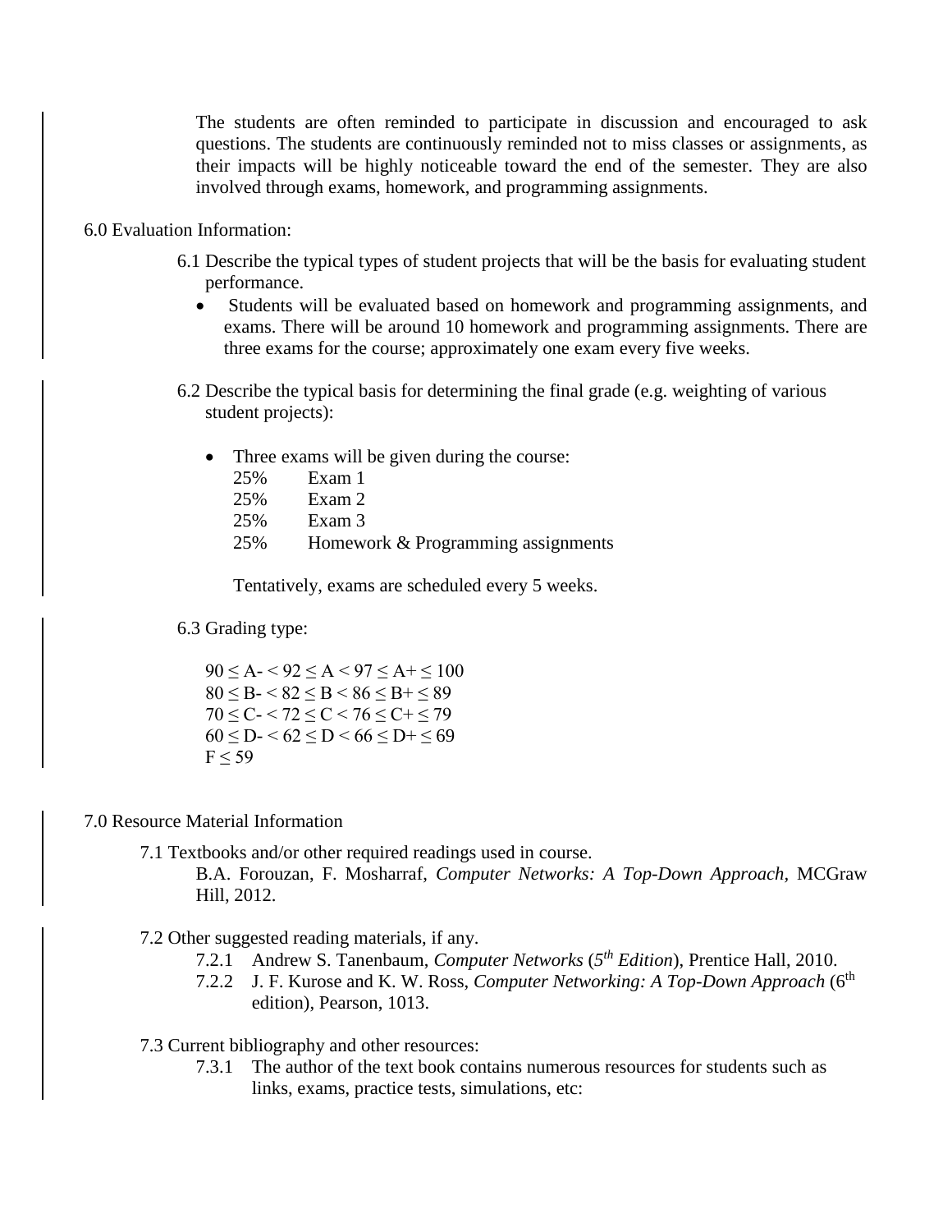The students are often reminded to participate in discussion and encouraged to ask questions. The students are continuously reminded not to miss classes or assignments, as their impacts will be highly noticeable toward the end of the semester. They are also involved through exams, homework, and programming assignments.

6.0 Evaluation Information:

6.1 Describe the typical types of student projects that will be the basis for evaluating student performance.

- Students will be evaluated based on homework and programming assignments, and exams. There will be around 10 homework and programming assignments. There are three exams for the course; approximately one exam every five weeks.

6.2 Describe the typical basis for determining the final grade (e.g. weighting of various student projects):

- Three exams will be given during the course:
  - 25% Exam 1
  - 25% Exam 2
  - 25% Exam 3
  - 25% Homework & Programming assignments

  Tentatively, exams are scheduled every 5 weeks.

6.3 Grading type:

90 ≤ A- < 92 ≤ A < 97 ≤ A+ ≤ 100
80 ≤ B- < 82 ≤ B < 86 ≤ B+ ≤ 89
70 ≤ C- < 72 ≤ C < 76 ≤ C+ ≤ 79
60 ≤ D- < 62 ≤ D < 66 ≤ D+ ≤ 69
F ≤ 59

7.0 Resource Material Information

7.1 Textbooks and/or other required readings used in course.

B.A. Forouzan, F. Mosharraf, *Computer Networks: A Top-Down Approach*, MCGraw Hill, 2012.

7.2 Other suggested reading materials, if any.

7.2.1 Andrew S. Tanenbaum, *Computer Networks* (*5th Edition*), Prentice Hall, 2010.

7.2.2 J. F. Kurose and K. W. Ross, *Computer Networking: A Top-Down Approach* (6th edition), Pearson, 1013.

7.3 Current bibliography and other resources:

7.3.1 The author of the text book contains numerous resources for students such as links, exams, practice tests, simulations, etc: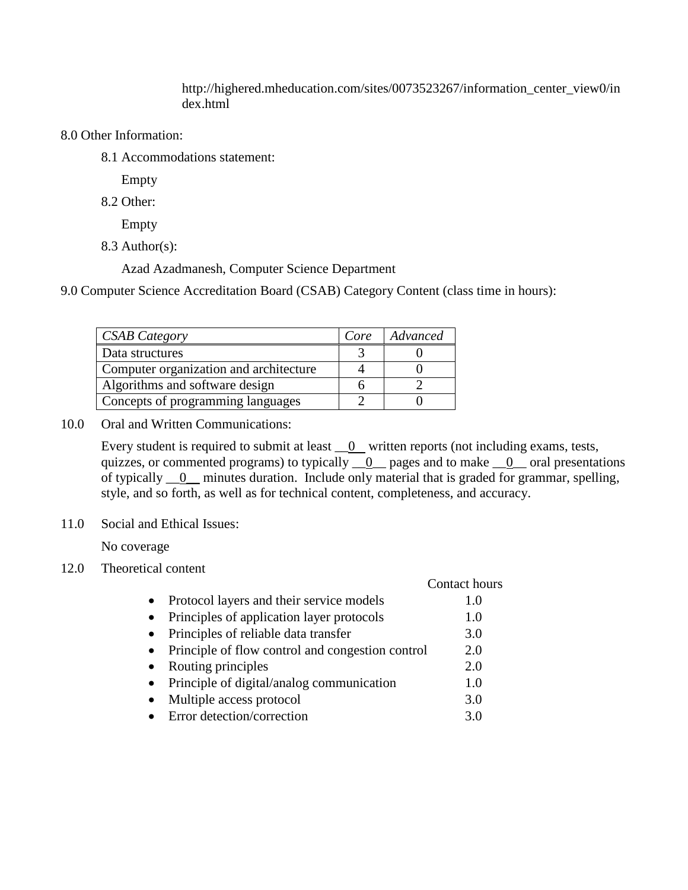http://highered.mheducation.com/sites/0073523267/information_center_view0/index.html

8.0 Other Information:

8.1 Accommodations statement:

Empty

8.2 Other:

Empty

8.3 Author(s):

Azad Azadmanesh, Computer Science Department

9.0 Computer Science Accreditation Board (CSAB) Category Content (class time in hours):

| *CSAB Category* | *Core* | *Advanced* |
|---|---|---|
| Data structures | 3 | 0 |
| Computer organization and architecture | 4 | 0 |
| Algorithms and software design | 6 | 2 |
| Concepts of programming languages | 2 | 0 |

10.0 Oral and Written Communications:

Every student is required to submit at least __0__ written reports (not including exams, tests, quizzes, or commented programs) to typically __0__ pages and to make __0__ oral presentations of typically __0__ minutes duration. Include only material that is graded for grammar, spelling, style, and so forth, as well as for technical content, completeness, and accuracy.

11.0 Social and Ethical Issues:

No coverage

12.0 Theoretical content

| | Contact hours |
|---|---|
| Protocol layers and their service models | 1.0 |
| Principles of application layer protocols | 1.0 |
| Principles of reliable data transfer | 3.0 |
| Principle of flow control and congestion control | 2.0 |
| Routing principles | 2.0 |
| Principle of digital/analog communication | 1.0 |
| Multiple access protocol | 3.0 |
| Error detection/correction | 3.0 |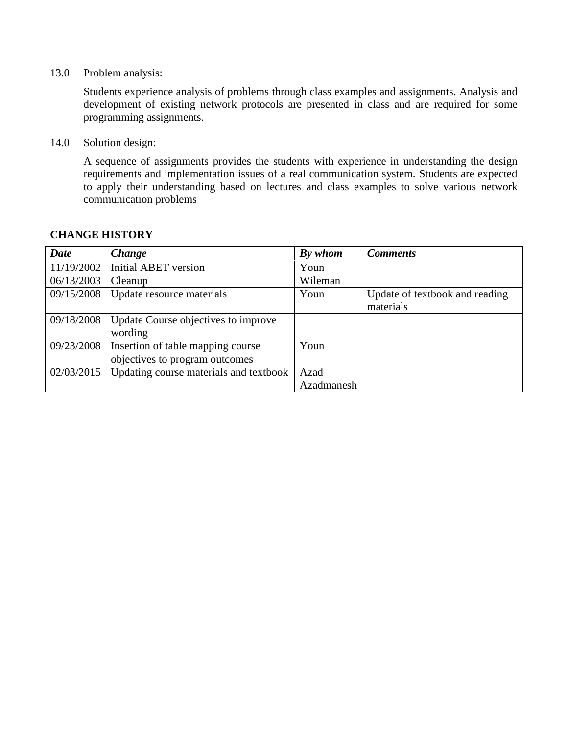13.0 Problem analysis:

Students experience analysis of problems through class examples and assignments. Analysis and development of existing network protocols are presented in class and are required for some programming assignments.

14.0 Solution design:

A sequence of assignments provides the students with experience in understanding the design requirements and implementation issues of a real communication system. Students are expected to apply their understanding based on lectures and class examples to solve various network communication problems

**CHANGE HISTORY**

| *Date* | *Change* | *By whom* | *Comments* |
|---|---|---|---|
| 11/19/2002 | Initial ABET version | Youn | |
| 06/13/2003 | Cleanup | Wileman | |
| 09/15/2008 | Update resource materials | Youn | Update of textbook and reading materials |
| 09/18/2008 | Update Course objectives to improve wording | | |
| 09/23/2008 | Insertion of table mapping course objectives to program outcomes | Youn | |
| 02/03/2015 | Updating course materials and textbook | Azad Azadmanesh | |